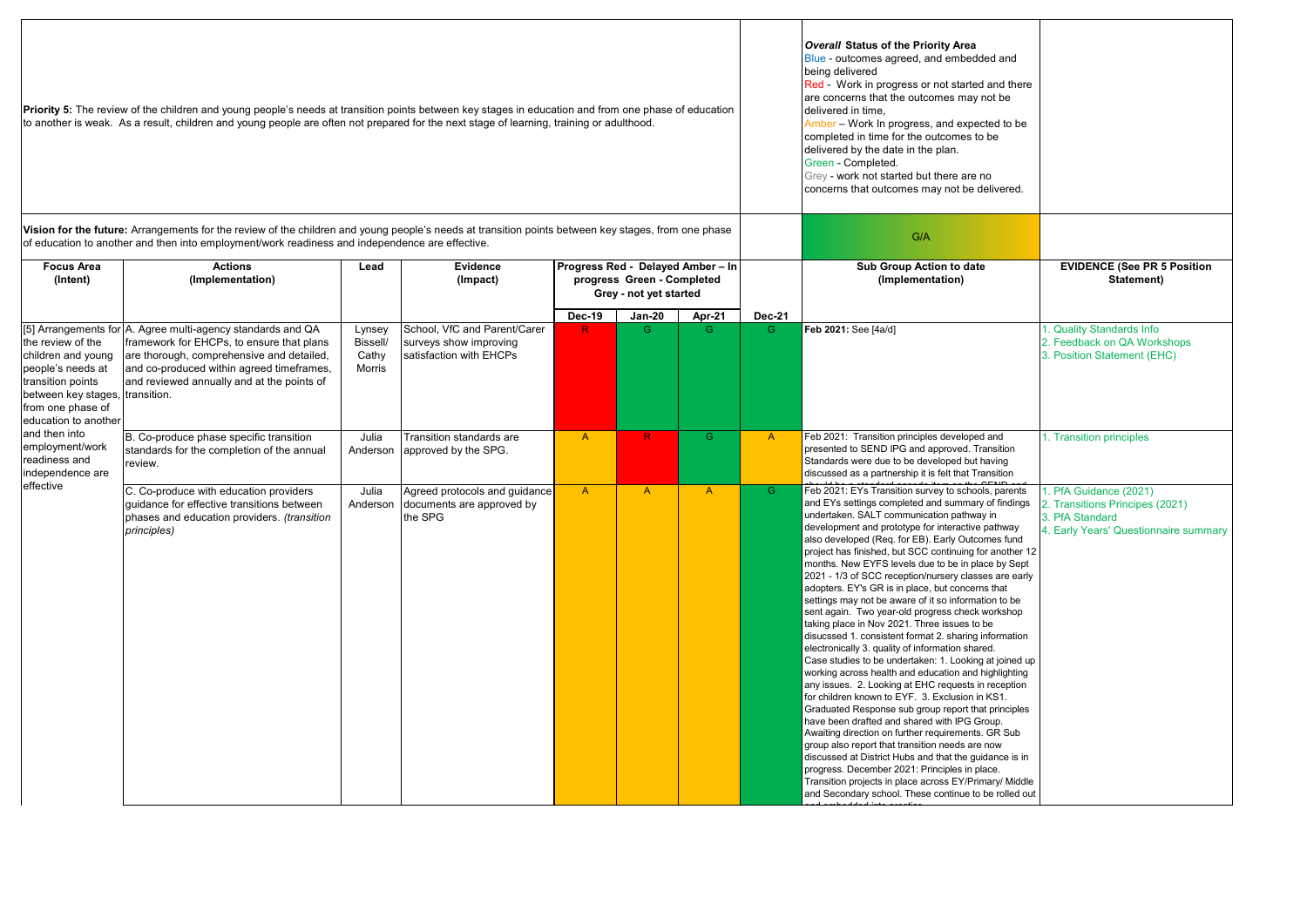**Priority 5:** The review of the children and young people's needs at transition points between key stages in education and from one phase of education to another is weak. As a result, children and young people are often not prepared for the next stage of learning, training or adulthood.

***Overall* Status of the Priority Area**

Blue - outcomes agreed, and embedded and being delivered

Red - Work in progress or not started and there are concerns that the outcomes may not be delivered in time,

Amber – Work In progress, and expected to be completed in time for the outcomes to be delivered by the date in the plan.

Green - Completed.

Grey - work not started but there are no concerns that outcomes may not be delivered.

**Vision for the future:** Arrangements for the review of the children and young people's needs at transition points between key stages, from one phase of education to another and then into employment/work readiness and independence are effective.

G/A

| Focus Area (Intent) | Actions (Implementation) | Lead | Evidence (Impact) | Progress Red - Delayed Amber – In progress Green - Completed Grey - not yet started | | | | Sub Group Action to date (Implementation) | EVIDENCE (See PR 5 Position Statement) |
|---|---|---|---|---|---|---|---|---|---|
| | | | | Dec-19 | Jan-20 | Apr-21 | Dec-21 | | |
| [5] Arrangements for the review of the children and young people's needs at transition points between key stages, from one phase of education to another and then into employment/work readiness and independence are effective | A. Agree multi-agency standards and QA framework for EHCPs, to ensure that plans are thorough, comprehensive and detailed, and co-produced within agreed timeframes, and reviewed annually and at the points of transition. | Lynsey Bissell/ Cathy Morris | School, VfC and Parent/Carer surveys show improving satisfaction with EHCPs | R | G | G | G | **Feb 2021:** See [4a/d] | 1. Quality Standards Info 2. Feedback on QA Workshops 3. Position Statement (EHC) |
| | B. Co-produce phase specific transition standards for the completion of the annual review. | Julia Anderson | Transition standards are approved by the SPG. | A | R | G | A | Feb 2021: Transition principles developed and presented to SEND IPG and approved. Transition Standards were due to be developed but having discussed as a partnership it is felt that Transition should be a standard agenda item on the SEND and | 1. Transition principles |
| | C. Co-produce with education providers guidance for effective transitions between phases and education providers. *(transition principles)* | Julia Anderson | Agreed protocols and guidance documents are approved by the SPG | A | A | A | G | Feb 2021: EYs Transition survey to schools, parents and EYs settings completed and summary of findings undertaken. SALT communication pathway in development and prototype for interactive pathway also developed (Req. for EB). Early Outcomes fund project has finished, but SCC continuing for another 12 months. New EYFS levels due to be in place by Sept 2021 - 1/3 of SCC reception/nursery classes are early adopters. EY's GR is in place, but concerns that settings may not be aware of it so information to be sent again. Two year-old progress check workshop taking place in Nov 2021. Three issues to be disucssed 1. consistent format 2. sharing information electronically 3. quality of information shared. Case studies to be undertaken: 1. Looking at joined up working across health and education and highlighting any issues. 2. Looking at EHC requests in reception for children known to EYF. 3. Exclusion in KS1. Graduated Response sub group report that principles have been drafted and shared with IPG Group. Awaiting direction on further requirements. GR Sub group also report that transition needs are now discussed at District Hubs and that the guidance is in progress. December 2021: Principles in place. Transition projects in place across EY/Primary/ Middle and Secondary school. These continue to be rolled out and embedded into practice. | 1. PfA Guidance (2021) 2. Transitions Principes (2021) 3. PfA Standard 4. Early Years' Questionnaire summary |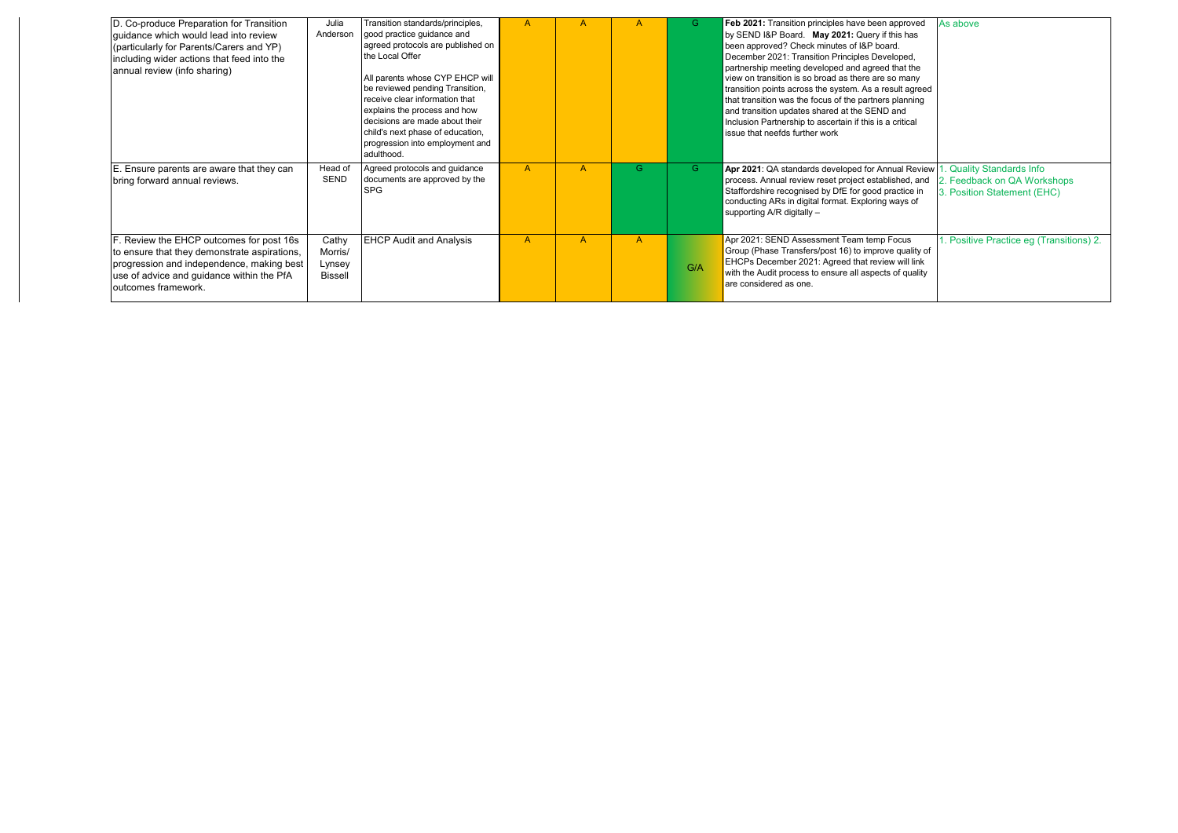| | | | | | | | | |
|---|---|---|---|---|---|---|---|---|
| D. Co-produce Preparation for Transition guidance which would lead into review (particularly for Parents/Carers and YP) including wider actions that feed into the annual review (info sharing) | Julia Anderson | Transition standards/principles, good practice guidance and agreed protocols are published on the Local Offer<br><br>All parents whose CYP EHCP will be reviewed pending Transition, receive clear information that explains the process and how decisions are made about their child's next phase of education, progression into employment and adulthood. | A | A | A | G | **Feb 2021:** Transition principles have been approved by SEND I&P Board. **May 2021:** Query if this has been approved? Check minutes of I&P board. December 2021: Transition Principles Developed, partnership meeting developed and agreed that the view on transition is so broad as there are so many transition points across the system. As a result agreed that transition was the focus of the partners planning and transition updates shared at the SEND and Inclusion Partnership to ascertain if this is a critical issue that neefds further work | As above |
| E. Ensure parents are aware that they can bring forward annual reviews. | Head of SEND | Agreed protocols and guidance documents are approved by the SPG | A | A | G | G | **Apr 2021**: QA standards developed for Annual Review process. Annual review reset project established, and Staffordshire recognised by DfE for good practice in conducting ARs in digital format. Exploring ways of supporting A/R digitally – | 1. Quality Standards Info<br>2. Feedback on QA Workshops<br>3. Position Statement (EHC) |
| F. Review the EHCP outcomes for post 16s to ensure that they demonstrate aspirations, progression and independence, making best use of advice and guidance within the PfA outcomes framework. | Cathy Morris/ Lynsey Bissell | EHCP Audit and Analysis | A | A | A | G/A | Apr 2021: SEND Assessment Team temp Focus Group (Phase Transfers/post 16) to improve quality of EHCPs December 2021: Agreed that review will link with the Audit process to ensure all aspects of quality are considered as one. | 1. Positive Practice eg (Transitions) 2. |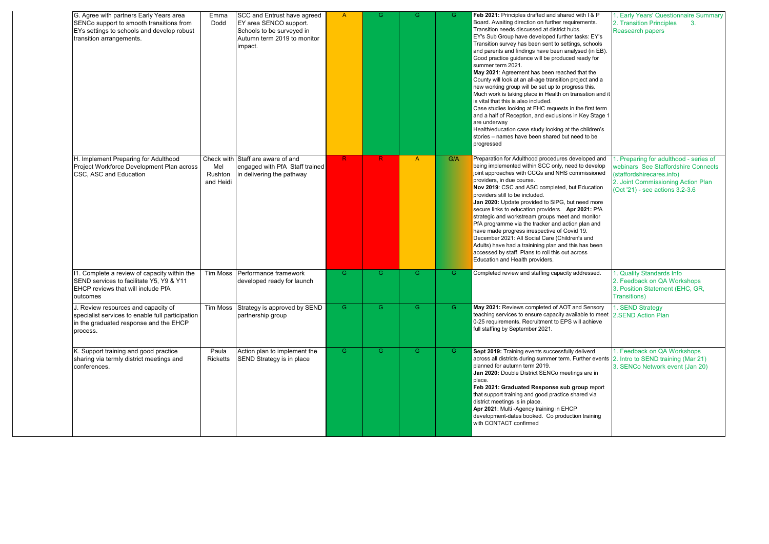| | | | | | | | | |
|---|---|---|---|---|---|---|---|---|
| G. Agree with partners Early Years area SENCo support to smooth transitions from EYs settings to schools and develop robust transition arrangements. | Emma Dodd | SCC and Entrust have agreed EY area SENCO support. Schools to be surveyed in Autumn term 2019 to monitor impact. | A | G | G | G | **Feb 2021:** Principles drafted and shared with I & P Board. Awaiting direction on further requirements. Transition needs discussed at district hubs. EY's Sub Group have developed further tasks: EY's Transition survey has been sent to settings, schools and parents and findings have been analysed (in EB). Good practice guidance will be produced ready for summer term 2021. **May 2021**: Agreement has been reached that the County will look at an all-age transition project and a new working group will be set up to progress this. Much work is taking place in Health on transstion and it is vital that this is also included. Case studies looking at EHC requests in the first term and a half of Reception, and exclusions in Key Stage 1 are underway Health/education case study looking at the children's stories – names have been shared but need to be progressed | 1. Early Years' Questionnaire Summary 2. Transition Principles 3. Reasearch papers |
| H. Implement Preparing for Adulthood Project Workforce Development Plan across CSC, ASC and Education | Check with Mel Rushton and Heidi | Staff are aware of and engaged with PfA Staff trained in delivering the pathway | R | R | A | G/A | Preparation for Adulthood procedures developed and being implemented within SCC only, need to develop joint approaches with CCGs and NHS commissioned providers, in due course. **Nov 2019**: CSC and ASC completed, but Education providers still to be included. **Jan 2020:** Update provided to SIPG, but need more secure links to education providers. **Apr 2021:** PfA strategic and workstream groups meet and monitor PfA programme via the tracker and action plan and have made progress irrespective of Covid 19. December 2021: All Social Care (Children's and Adults) have had a trainining plan and this has been accessed by staff. Plans to roll this out across Education and Health providers. | 1. Preparing for adulthood - series of webinars See Staffordshire Connects (staffordshirecares.info) 2. Joint Commissioning Action Plan (Oct '21) - see actions 3.2-3.6 |
| I1. Complete a review of capacity within the SEND services to facilitate Y5, Y9 & Y11 EHCP reviews that will include PfA outcomes | Tim Moss | Performance framework developed ready for launch | G | G | G | G | Completed review and staffing capacity addressed. | 1. Quality Standards Info 2. Feedback on QA Workshops 3. Position Statement (EHC, GR, Transitions) |
| J. Review resources and capacity of specialist services to enable full participation in the graduated response and the EHCP process. | Tim Moss | Strategy is approved by SEND partnership group | G | G | G | G | **May 2021:** Reviews completed of AOT and Sensory teaching services to ensure capacity available to meet 0-25 requirements. Recruitment to EPS will achieve full staffing by September 2021. | 1. SEND Strategy 2.SEND Action Plan |
| K. Support training and good practice sharing via termly district meetings and conferences. | Paula Ricketts | Action plan to implement the SEND Strategy is in place | G | G | G | G | **Sept 2019:** Training events successfully deliverd across all districts during summer term. Further events planned for autumn term 2019. **Jan 2020:** Double District SENCo meetings are in place. **Feb 2021: Graduated Response sub group** report that support training and good practice shared via district meetings is in place. **Apr 2021**: Multi -Agency training in EHCP development-dates booked. Co production training with CONTACT confirmed | 1. Feedback on QA Workshops 2. Intro to SEND training (Mar 21) 3. SENCo Network event (Jan 20) |